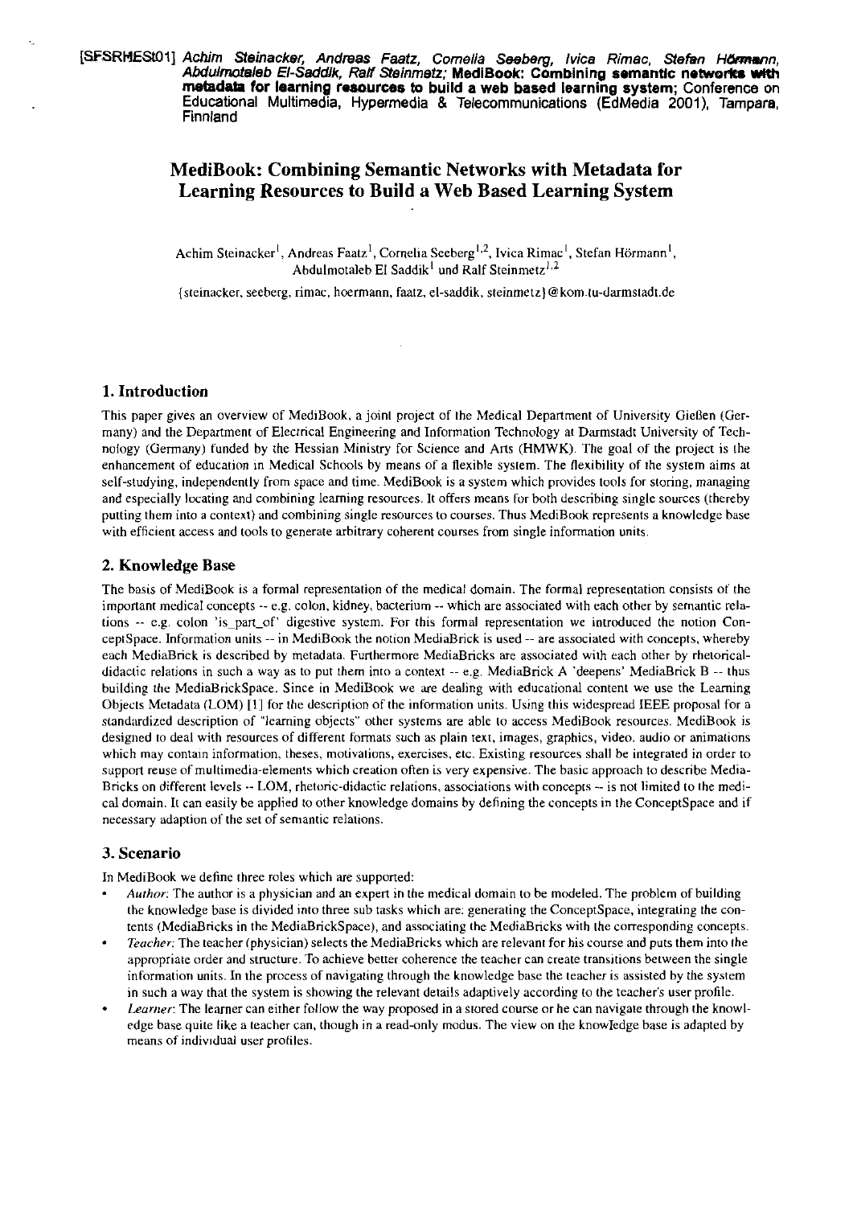[SFSRHESt01] *Achim Steinacker, Andreas Faatz, Cornelia Seeberg, Ivica Rimac, Stefan Hörmann, Abdulmotaleb El-Saddik, Ralf Steinmetz;* **MediBook: Combining semantic networks with metadata for learning resources to build a web based learning system;** Conference on Educational Multimedia, Hypermedia & Telecommunications (EdMedia 2001), Tampara, Finnland

# MediBook: Combining Semantic Networks with Metadata for Learning Resources to Build a Web Based Learning System

Achim Steinacker[1], Andreas Faatz[1], Cornelia Seeberg[1,2], Ivica Rimac[1], Stefan Hörmann[1], Abdulmotaleb El Saddik[1] und Ralf Steinmetz[1,2]

{steinacker, seeberg, rimac, hoermann, faatz, el-saddik, steinmetz}@kom.tu-darmstadt.de

## 1. Introduction

This paper gives an overview of MediBook, a joint project of the Medical Department of University Gießen (Germany) and the Department of Electrical Engineering and Information Technology at Darmstadt University of Technology (Germany) funded by the Hessian Ministry for Science and Arts (HMWK). The goal of the project is the enhancement of education in Medical Schools by means of a flexible system. The flexibility of the system aims at self-studying, independently from space and time. MediBook is a system which provides tools for storing, managing and especially locating and combining learning resources. It offers means for both describing single sources (thereby putting them into a context) and combining single resources to courses. Thus MediBook represents a knowledge base with efficient access and tools to generate arbitrary coherent courses from single information units.

## 2. Knowledge Base

The basis of MediBook is a formal representation of the medical domain. The formal representation consists of the important medical concepts -- e.g. colon, kidney, bacterium -- which are associated with each other by semantic relations -- e.g. colon 'is_part_of' digestive system. For this formal representation we introduced the notion ConceptSpace. Information units -- in MediBook the notion MediaBrick is used -- are associated with concepts, whereby each MediaBrick is described by metadata. Furthermore MediaBricks are associated with each other by rhetorical-didactic relations in such a way as to put them into a context -- e.g. MediaBrick A 'deepens' MediaBrick B -- thus building the MediaBrickSpace. Since in MediBook we are dealing with educational content we use the Learning Objects Metadata (LOM) [1] for the description of the information units. Using this widespread IEEE proposal for a standardized description of "learning objects" other systems are able to access MediBook resources. MediBook is designed to deal with resources of different formats such as plain text, images, graphics, video, audio or animations which may contain information, theses, motivations, exercises, etc. Existing resources shall be integrated in order to support reuse of multimedia-elements which creation often is very expensive. The basic approach to describe MediaBricks on different levels -- LOM, rhetoric-didactic relations, associations with concepts -- is not limited to the medical domain. It can easily be applied to other knowledge domains by defining the concepts in the ConceptSpace and if necessary adaption of the set of semantic relations.

## 3. Scenario

In MediBook we define three roles which are supported:

- *Author*: The author is a physician and an expert in the medical domain to be modeled. The problem of building the knowledge base is divided into three sub tasks which are: generating the ConceptSpace, integrating the contents (MediaBricks in the MediaBrickSpace), and associating the MediaBricks with the corresponding concepts.
- *Teacher*: The teacher (physician) selects the MediaBricks which are relevant for his course and puts them into the appropriate order and structure. To achieve better coherence the teacher can create transitions between the single information units. In the process of navigating through the knowledge base the teacher is assisted by the system in such a way that the system is showing the relevant details adaptively according to the teacher's user profile.
- *Learner*: The learner can either follow the way proposed in a stored course or he can navigate through the knowledge base quite like a teacher can, though in a read-only modus. The view on the knowledge base is adapted by means of individual user profiles.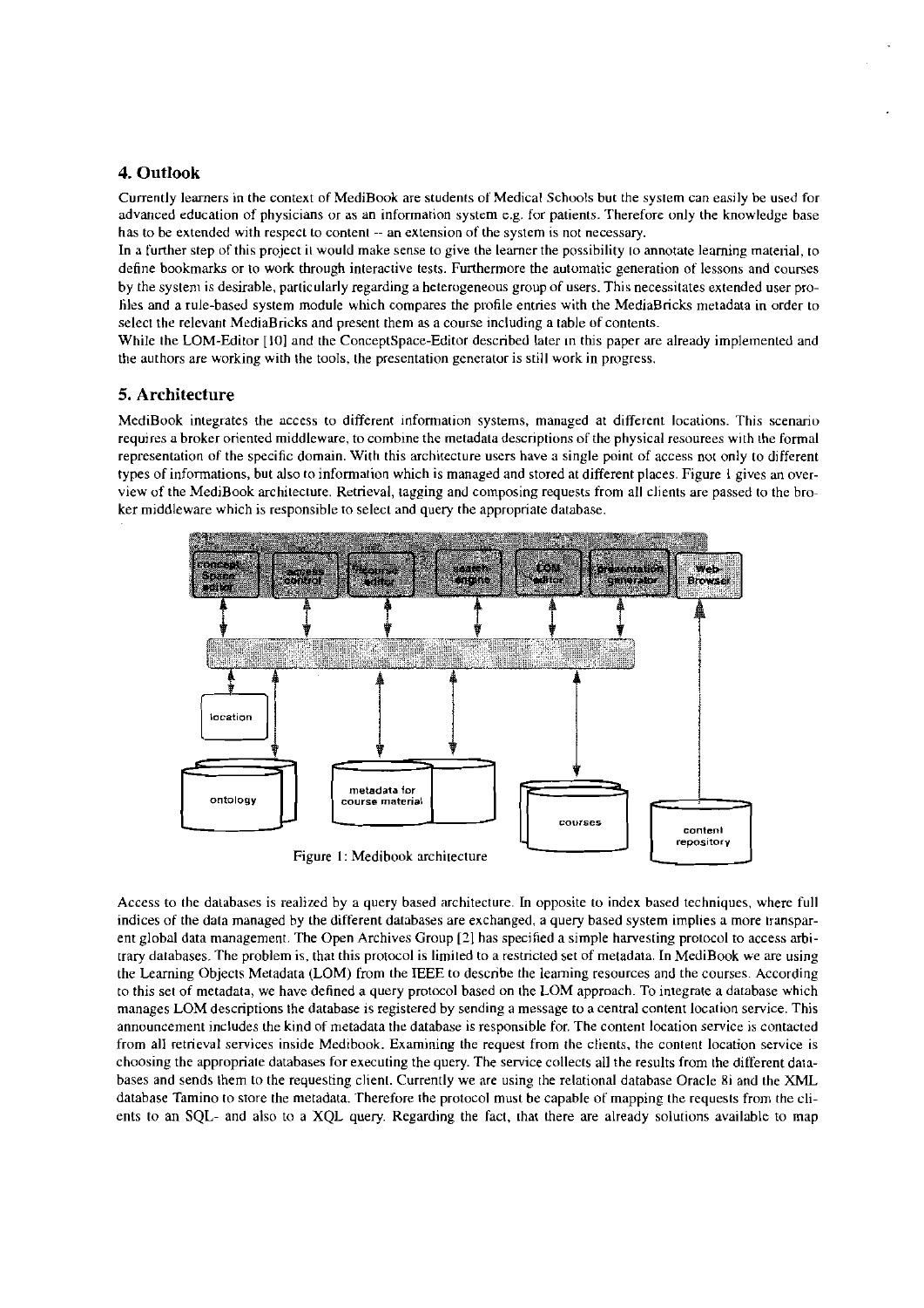## 4. Outlook

Currently learners in the context of MediBook are students of Medical Schools but the system can easily be used for advanced education of physicians or as an information system e.g. for patients. Therefore only the knowledge base has to be extended with respect to content -- an extension of the system is not necessary.

In a further step of this project it would make sense to give the learner the possibility to annotate learning material, to define bookmarks or to work through interactive tests. Furthermore the automatic generation of lessons and courses by the system is desirable, particularly regarding a heterogeneous group of users. This necessitates extended user profiles and a rule-based system module which compares the profile entries with the MediaBricks metadata in order to select the relevant MediaBricks and present them as a course including a table of contents.

While the LOM-Editor [10] and the ConceptSpace-Editor described later in this paper are already implemented and the authors are working with the tools, the presentation generator is still work in progress.

## 5. Architecture

MediBook integrates the access to different information systems, managed at different locations. This scenario requires a broker oriented middleware, to combine the metadata descriptions of the physical resources with the formal representation of the specific domain. With this architecture users have a single point of access not only to different types of informations, but also to information which is managed and stored at different places. Figure 1 gives an overview of the MediBook architecture. Retrieval, tagging and composing requests from all clients are passed to the broker middleware which is responsible to select and query the appropriate database.

Figure 1: Medibook architecture

Access to the databases is realized by a query based architecture. In opposite to index based techniques, where full indices of the data managed by the different databases are exchanged, a query based system implies a more transparent global data management. The Open Archives Group [2] has specified a simple harvesting protocol to access arbitrary databases. The problem is, that this protocol is limited to a restricted set of metadata. In MediBook we are using the Learning Objects Metadata (LOM) from the IEEE to describe the learning resources and the courses. According to this set of metadata, we have defined a query protocol based on the LOM approach. To integrate a database which manages LOM descriptions the database is registered by sending a message to a central content location service. This announcement includes the kind of metadata the database is responsible for. The content location service is contacted from all retrieval services inside Medibook. Examining the request from the clients, the content location service is choosing the appropriate databases for executing the query. The service collects all the results from the different databases and sends them to the requesting client. Currently we are using the relational database Oracle 8i and the XML database Tamino to store the metadata. Therefore the protocol must be capable of mapping the requests from the clients to an SQL- and also to a XQL query. Regarding the fact, that there are already solutions available to map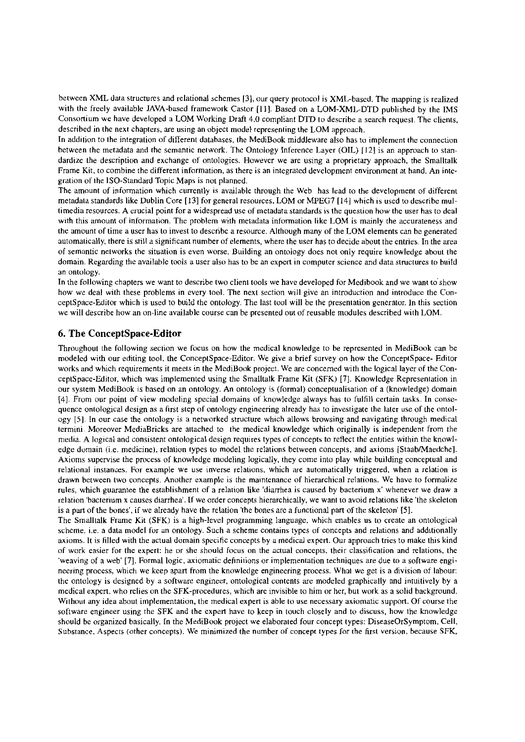between XML data structures and relational schemes [3], our query protocol is XML-based. The mapping is realized with the freely available JAVA-based framework Castor [11]. Based on a LOM-XML-DTD published by the IMS Consortium we have developed a LOM Working Draft 4.0 compliant DTD to describe a search request. The clients, described in the next chapters, are using an object model representing the LOM approach.

In addition to the integration of different databases, the MediBook middleware also has to implement the connection between the metadata and the semantic network. The Ontology Inference Layer (OIL) [12] is an approach to standardize the description and exchange of ontologies. However we are using a proprietary approach, the Smalltalk Frame Kit, to combine the different information, as there is an integrated development environment at hand. An integration of the ISO-Standard Topic Maps is not planned.

The amount of information which currently is available through the Web has lead to the development of different metadata standards like Dublin Core [13] for general resources, LOM or MPEG7 [14] which is used to describe multimedia resources. A crucial point for a widespread use of metadata standards is the question how the user has to deal with this amount of information. The problem with metadata information like LOM is mainly the accurateness and the amount of time a user has to invest to describe a resource. Although many of the LOM elements can be generated automatically, there is still a significant number of elements, where the user has to decide about the entries. In the area of semantic networks the situation is even worse. Building an ontology does not only require knowledge about the domain. Regarding the available tools a user also has to be an expert in computer science and data structures to build an ontology.

In the following chapters we want to describe two client tools we have developed for Medibook and we want to show how we deal with these problems in every tool. The next section will give an introduction and introduce the ConceptSpace-Editor which is used to build the ontology. The last tool will be the presentation generator. In this section we will describe how an on-line available course can be presented out of reusable modules described with LOM.

## 6. The ConceptSpace-Editor

Throughout the following section we focus on how the medical knowledge to be represented in MediBook can be modeled with our editing tool, the ConceptSpace-Editor. We give a brief survey on how the ConceptSpace- Editor works and which requirements it meets in the MediBook project. We are concerned with the logical layer of the ConceptSpace-Editor, which was implemented using the Smalltalk Frame Kit (SFK) [7]. Knowledge Representation in our system MediBook is based on an ontology. An ontology is (formal) conceptualisation of a (knowledge) domain [4]. From our point of view modeling special domains of knowledge always has to fulfill certain tasks. In consequence ontological design as a first step of ontology engineering already has to investigate the later use of the ontology [5]. In our case the ontology is a networked structure which allows browsing and navigating through medical termini. Moreover MediaBricks are attached to the medical knowledge which originally is independent from the media. A logical and consistent ontological design requires types of concepts to reflect the entities within the knowledge domain (i.e. medicine), relation types to model the relations between concepts, and axioms [Staab/Maedche]. Axioms supervise the process of knowledge modeling logically, they come into play while building conceptual and relational instances. For example we use inverse relations, which are automatically triggered, when a relation is drawn between two concepts. Another example is the maintenance of hierarchical relations. We have to formalize rules, which guarantee the establishment of a relation like 'diarrhea is caused by bacterium x' whenever we draw a relation 'bacterium x causes diarrhea'. If we order concepts hierarchically, we want to avoid relations like 'the skeleton is a part of the bones', if we already have the relation 'the bones are a functional part of the skeleton' [5].

The Smalltalk Frame Kit (SFK) is a high-level programming language, which enables us to create an ontological scheme, i.e. a data model for an ontology. Such a scheme contains types of concepts and relations and additionally axioms. It is filled with the actual domain specific concepts by a medical expert. Our approach tries to make this kind of work easier for the expert: he or she should focus on the actual concepts, their classification and relations, the 'weaving of a web' [7]. Formal logic, axiomatic definitions or implementation techniques are due to a software engineering process, which we keep apart from the knowledge engineering process. What we get is a division of labour: the ontology is designed by a software engineer, ontological contents are modeled graphically and intuitively by a medical expert, who relies on the SFK-procedures, which are invisible to him or her, but work as a solid background. Without any idea about implementation, the medical expert is able to use necessary axiomatic support. Of course the software engineer using the SFK and the expert have to keep in touch closely and to discuss, how the knowledge should be organized basically. In the MediBook project we elaborated four concept types: DiseaseOrSymptom, Cell, Substance, Aspects (other concepts). We minimized the number of concept types for the first version, because SFK,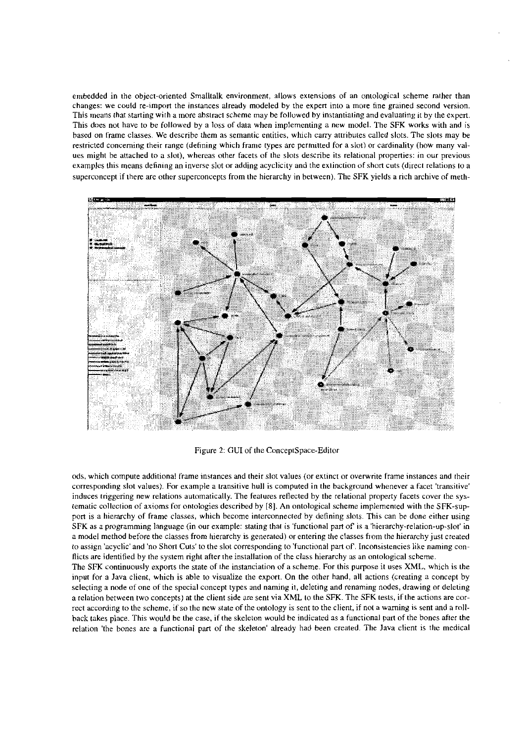embedded in the object-oriented Smalltalk environment, allows extensions of an ontological scheme rather than changes: we could re-import the instances already modeled by the expert into a more fine grained second version. This means that starting with a more abstract scheme may be followed by instantiating and evaluating it by the expert. This does not have to be followed by a loss of data when implementing a new model. The SFK works with and is based on frame classes. We describe them as semantic entities, which carry attributes called slots. The slots may be restricted concerning their range (defining which frame types are permitted for a slot) or cardinality (how many values might be attached to a slot), whereas other facets of the slots describe its relational properties: in our previous examples this means defining an inverse slot or adding acyclicity and the extinction of short cuts (direct relations to a superconcept if there are other superconcepts from the hierarchy in between). The SFK yields a rich archive of methods, which compute additional frame instances and their slot values (or extinct or overwrite frame instances and their corresponding slot values). For example a transitive hull is computed in the background whenever a facet 'transitive' induces triggering new relations automatically. The features reflected by the relational property facets cover the systematic collection of axioms for ontologies described by [8]. An ontological scheme implemented with the SFK-support is a hierarchy of frame classes, which become interconnected by defining slots. This can be done either using SFK as a programming language (in our example: stating that is 'functional part of' is a 'hierarchy-relation-up-slot' in a model method before the classes from hierarchy is generated) or entering the classes from the hierarchy just created to assign 'acyclic' and 'no Short Cuts' to the slot corresponding to 'functional part of'. Inconsistencies like naming conflicts are identified by the system right after the installation of the class hierarchy as an ontological scheme.

Figure 2: GUI of the ConceptSpace-Editor

The SFK continuously exports the state of the instanciation of a scheme. For this purpose it uses XML, which is the input for a Java client, which is able to visualize the export. On the other hand, all actions (creating a concept by selecting a node of one of the special concept types and naming it, deleting and renaming nodes, drawing or deleting a relation between two concepts) at the client side are sent via XML to the SFK. The SFK tests, if the actions are correct according to the scheme, if so the new state of the ontology is sent to the client, if not a warning is sent and a rollback takes place. This would be the case, if the skeleton would be indicated as a functional part of the bones after the relation 'the bones are a functional part of the skeleton' already had been created. The Java client is the medical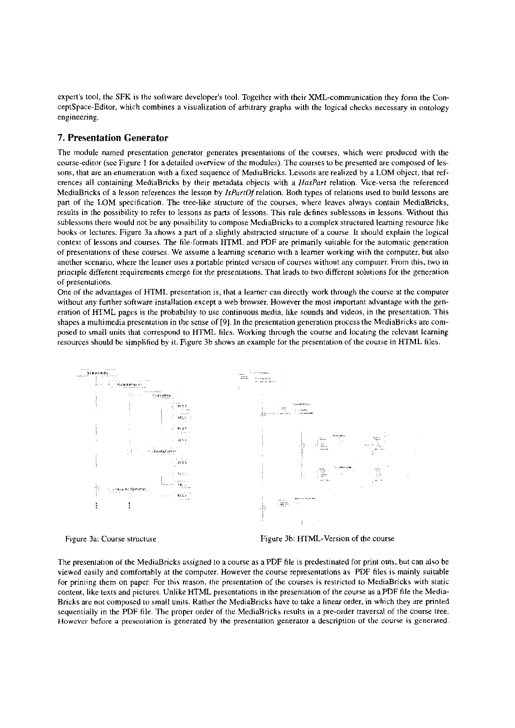expert's tool, the SFK is the software developer's tool. Together with their XML-communication they form the ConceptSpace-Editor, which combines a visualization of arbitrary graphs with the logical checks necessary in ontology engineering.

## 7. Presentation Generator

The module named presentation generator generates presentations of the courses, which were produced with the course-editor (see Figure 1 for a detailed overview of the modules). The courses to be presented are composed of lessons, that are an enumeration with a fixed sequence of MediaBricks. Lessons are realized by a LOM object, that references all containing MediaBricks by their metadata objects with a *HasPart* relation. Vice-versa the referenced MediaBricks of a lesson references the lesson by *IsPartOf* relation. Both types of relations used to build lessons are part of the LOM specification. The tree-like structure of the courses, where leaves always contain MediaBricks, results in the possibility to refer to lessons as parts of lessons. This rule defines sublessons in lessons. Without this sublessons there would not be any possibility to compose MediaBricks to a complex structured learning resource like books or lectures. Figure 3a shows a part of a slightly abstracted structure of a course. It should explain the logical context of lessons and courses. The file-formats HTML and PDF are primarily suitable for the automatic generation of presentations of these courses. We assume a learning scenario with a learner working with the computer, but also another scenario, where the leaner uses a portable printed version of courses without any computer. From this, two in principle different requirements emerge for the presentations. That leads to two different solutions for the generation of presentations.

One of the advantages of HTML presentation is, that a learner can directly work through the course at the computer without any further software installation except a web browser. However the most important advantage with the generation of HTML pages is the probability to use continuous media, like sounds and videos, in the presentation. This shapes a multimedia presentation in the sense of [9]. In the presentation generation process the MediaBricks are composed to small units that correspond to HTML files. Working through the course and locating the relevant learning resources should be simplified by it. Figure 3b shows an example for the presentation of the course in HTML files.

Figure 3a: Course structure

Figure 3b: HTML-Version of the course

The presentation of the MediaBricks assigned to a course as a PDF file is predestinated for print outs, but can also be viewed easily and comfortably at the computer. However the course representations as PDF files is mainly suitable for printing them on paper. For this reason, the presentation of the courses is restricted to MediaBricks with static content, like texts and pictures. Unlike HTML presentations in the presentation of the course as a PDF file the MediaBricks are not composed to small units. Rather the MediaBricks have to take a linear order, in which they are printed sequentially in the PDF file. The proper order of the MediaBricks results in a pre-order traversal of the course tree. However before a presentation is generated by the presentation generator a description of the course is generated.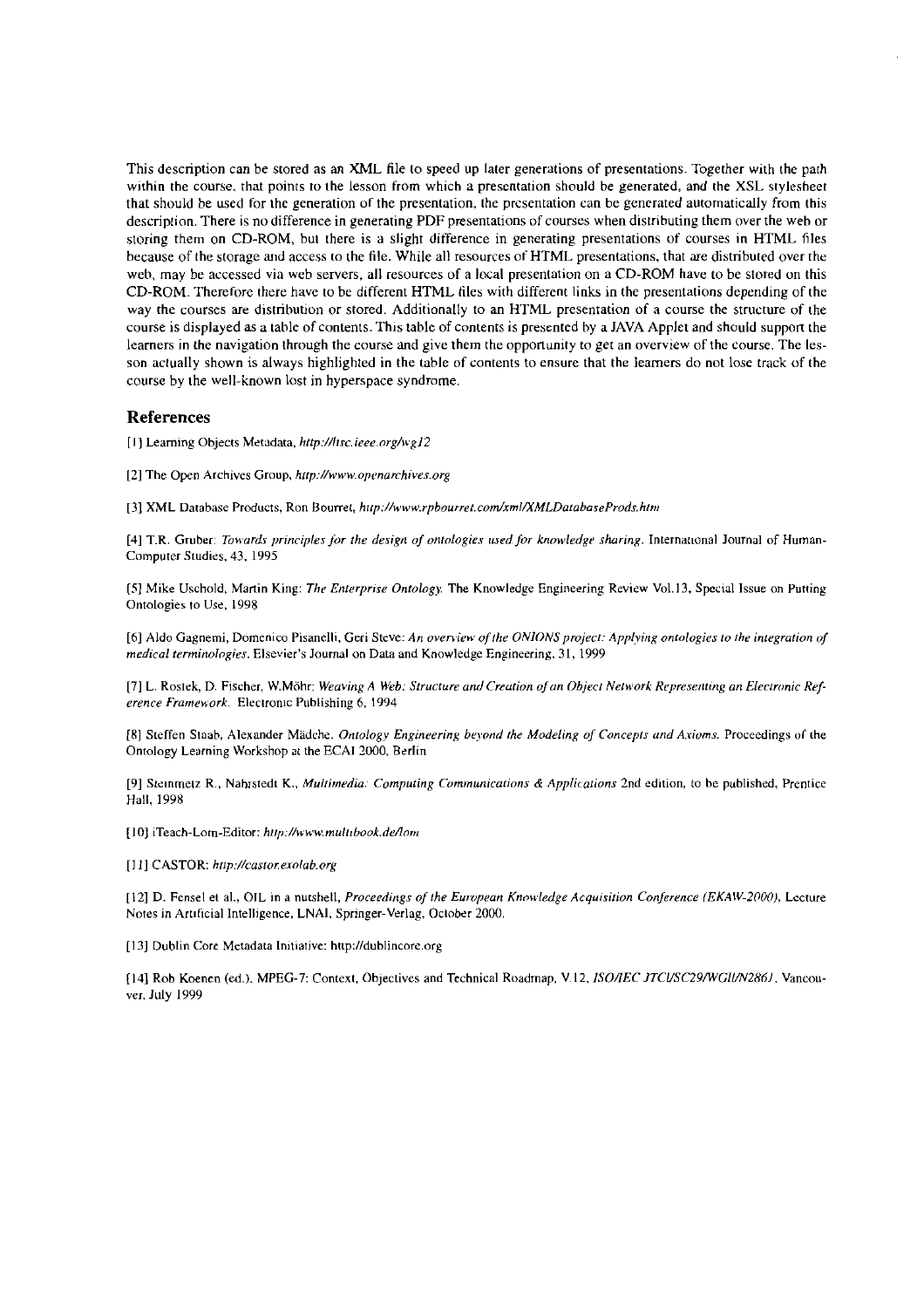This description can be stored as an XML file to speed up later generations of presentations. Together with the path within the course, that points to the lesson from which a presentation should be generated, and the XSL stylesheet that should be used for the generation of the presentation, the presentation can be generated automatically from this description. There is no difference in generating PDF presentations of courses when distributing them over the web or storing them on CD-ROM, but there is a slight difference in generating presentations of courses in HTML files because of the storage and access to the file. While all resources of HTML presentations, that are distributed over the web, may be accessed via web servers, all resources of a local presentation on a CD-ROM have to be stored on this CD-ROM. Therefore there have to be different HTML files with different links in the presentations depending of the way the courses are distribution or stored. Additionally to an HTML presentation of a course the structure of the course is displayed as a table of contents. This table of contents is presented by a JAVA Applet and should support the learners in the navigation through the course and give them the opportunity to get an overview of the course. The lesson actually shown is always highlighted in the table of contents to ensure that the learners do not lose track of the course by the well-known lost in hyperspace syndrome.

## References

[1] Learning Objects Metadata, *http://ltsc.ieee.org/wg12*

[2] The Open Archives Group, *http://www.openarchives.org*

[3] XML Database Products, Ron Bourret, *http://www.rpbourret.com/xml/XMLDatabaseProds.htm*

[4] T.R. Gruber: *Towards principles for the design of ontologies used for knowledge sharing*. International Journal of Human-Computer Studies, 43, 1995

[5] Mike Uschold, Martin King: *The Enterprise Ontology*. The Knowledge Engineering Review Vol.13, Special Issue on Putting Ontologies to Use, 1998

[6] Aldo Gagnemi, Domenico Pisanelli, Geri Steve: *An overview of the ONIONS project: Applying ontologies to the integration of medical terminologies*. Elsevier's Journal on Data and Knowledge Engineering, 31, 1999

[7] L. Rostek, D. Fischer, W.Möhr: *Weaving A Web: Structure and Creation of an Object Network Representing an Electronic Reference Framework*. Electronic Publishing 6, 1994

[8] Steffen Staab, Alexander Mädche. *Ontology Engineering beyond the Modeling of Concepts and Axioms*. Proceedings of the Ontology Learning Workshop at the ECAI 2000, Berlin

[9] Steinmetz R., Nahrstedt K., *Multimedia: Computing Communications & Applications* 2nd edition, to be published, Prentice Hall, 1998

[10] iTeach-Lom-Editor: *http://www.multibook.de/lom*

[11] CASTOR: *http://castor.exolab.org*

[12] D. Fensel et al., OIL in a nutshell, *Proceedings of the European Knowledge Acquisition Conference (EKAW-2000)*, Lecture Notes in Artificial Intelligence, LNAI, Springer-Verlag, October 2000.

[13] Dublin Core Metadata Initiative: http://dublincore.org

[14] Rob Koenen (ed.), MPEG-7: Context, Objectives and Technical Roadmap, V.12, *ISO/IEC JTC1/SC29/WG11/N2861*, Vancouver, July 1999